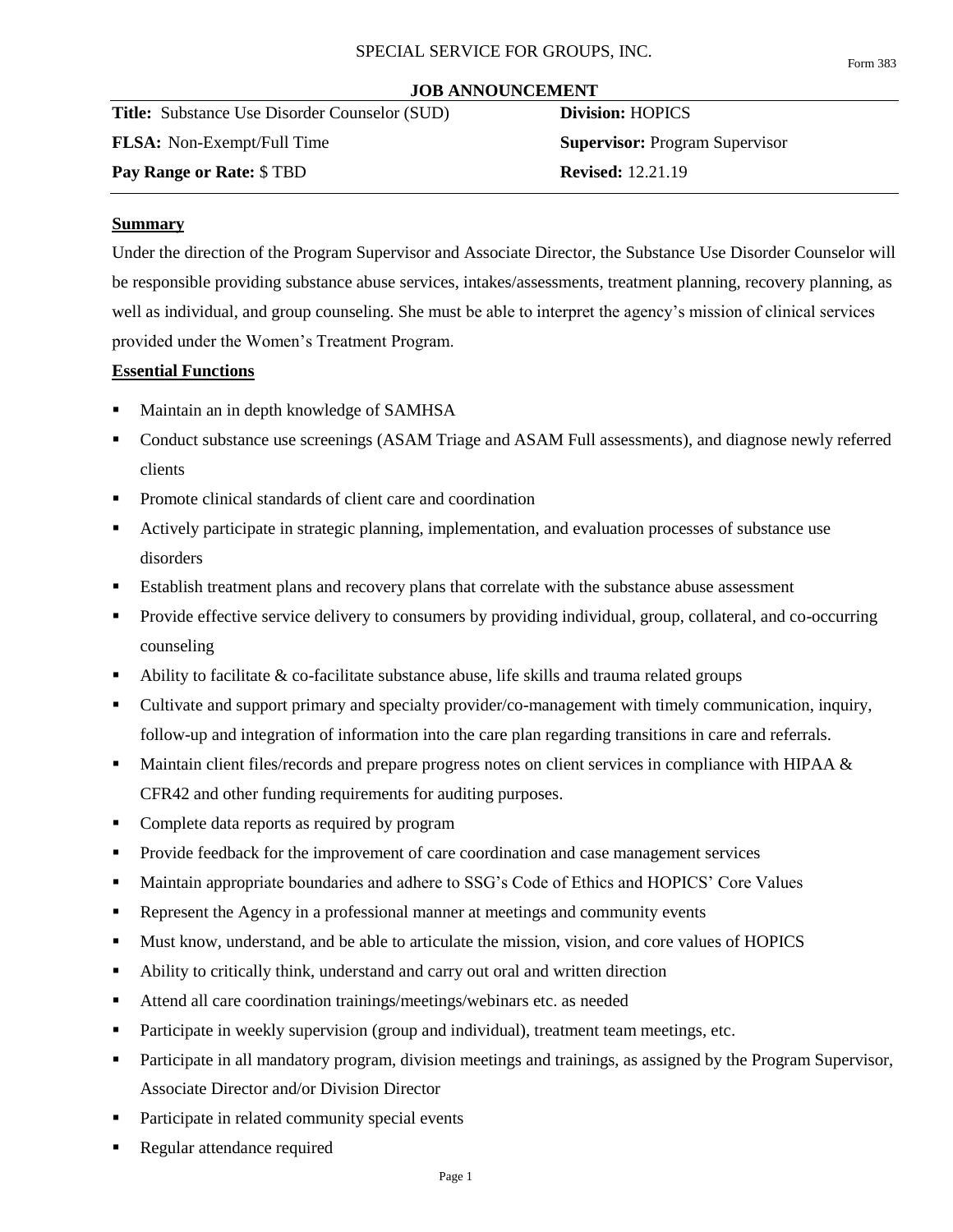SPECIAL SERVICE FOR GROUPS, INC.

Form 383

**JOB ANNOUNCEMENT**

| | |
|---|---|
| **Title:** Substance Use Disorder Counselor (SUD) | **Division:** HOPICS |
| **FLSA:** Non-Exempt/Full Time | **Supervisor:** Program Supervisor |
| **Pay Range or Rate:** $ TBD | **Revised:** 12.21.19 |

## Summary

Under the direction of the Program Supervisor and Associate Director, the Substance Use Disorder Counselor will be responsible providing substance abuse services, intakes/assessments, treatment planning, recovery planning, as well as individual, and group counseling. She must be able to interpret the agency's mission of clinical services provided under the Women's Treatment Program.

## Essential Functions

- Maintain an in depth knowledge of SAMHSA
- Conduct substance use screenings (ASAM Triage and ASAM Full assessments), and diagnose newly referred clients
- Promote clinical standards of client care and coordination
- Actively participate in strategic planning, implementation, and evaluation processes of substance use disorders
- Establish treatment plans and recovery plans that correlate with the substance abuse assessment
- Provide effective service delivery to consumers by providing individual, group, collateral, and co-occurring counseling
- Ability to facilitate & co-facilitate substance abuse, life skills and trauma related groups
- Cultivate and support primary and specialty provider/co-management with timely communication, inquiry, follow-up and integration of information into the care plan regarding transitions in care and referrals.
- Maintain client files/records and prepare progress notes on client services in compliance with HIPAA & CFR42 and other funding requirements for auditing purposes.
- Complete data reports as required by program
- Provide feedback for the improvement of care coordination and case management services
- Maintain appropriate boundaries and adhere to SSG's Code of Ethics and HOPICS' Core Values
- Represent the Agency in a professional manner at meetings and community events
- Must know, understand, and be able to articulate the mission, vision, and core values of HOPICS
- Ability to critically think, understand and carry out oral and written direction
- Attend all care coordination trainings/meetings/webinars etc. as needed
- Participate in weekly supervision (group and individual), treatment team meetings, etc.
- Participate in all mandatory program, division meetings and trainings, as assigned by the Program Supervisor, Associate Director and/or Division Director
- Participate in related community special events
- Regular attendance required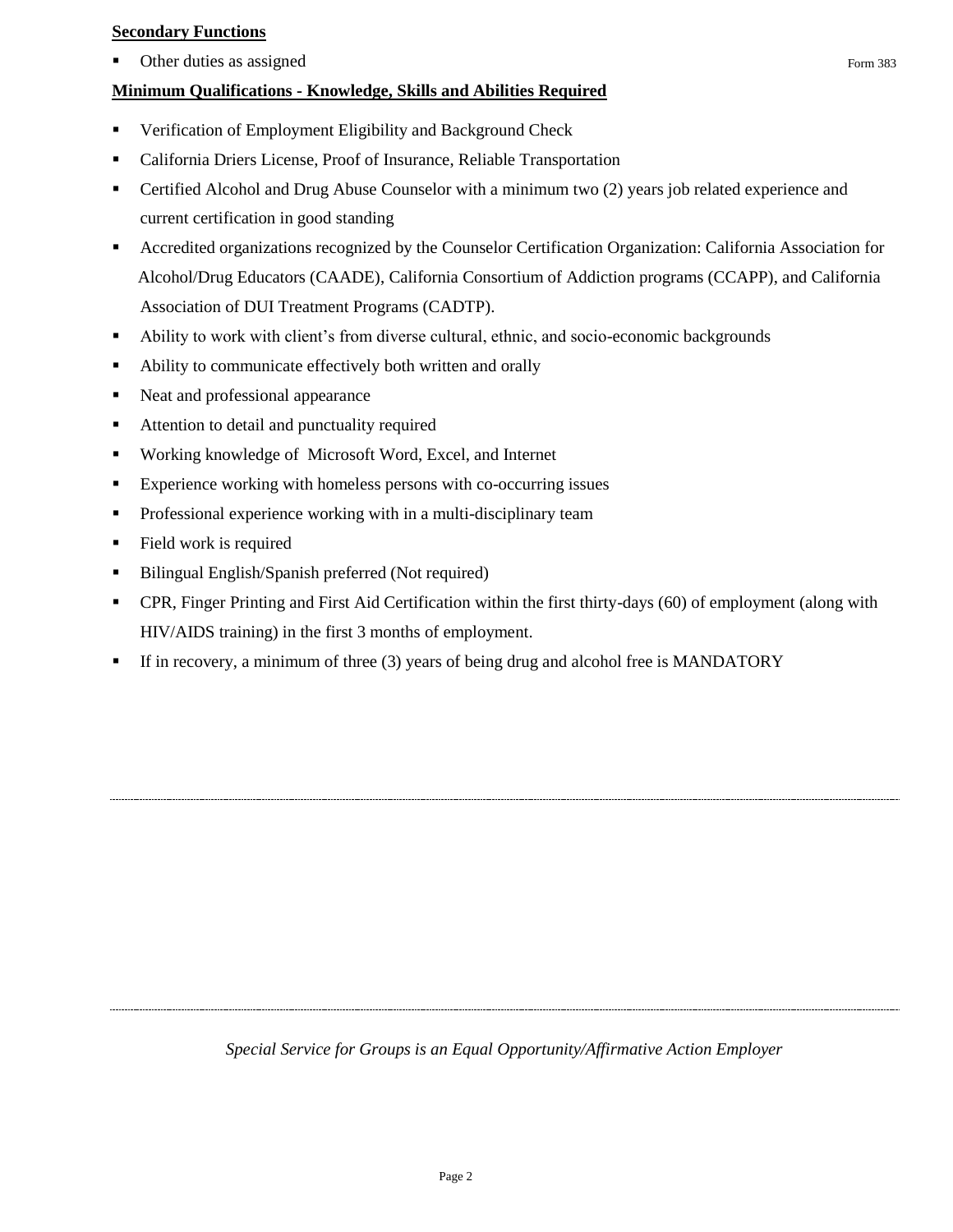**Secondary Functions**

- Other duties as assigned

Form 383

**Minimum Qualifications - Knowledge, Skills and Abilities Required**

- Verification of Employment Eligibility and Background Check
- California Driers License, Proof of Insurance, Reliable Transportation
- Certified Alcohol and Drug Abuse Counselor with a minimum two (2) years job related experience and current certification in good standing
- Accredited organizations recognized by the Counselor Certification Organization: California Association for Alcohol/Drug Educators (CAADE), California Consortium of Addiction programs (CCAPP), and California Association of DUI Treatment Programs (CADTP).
- Ability to work with client's from diverse cultural, ethnic, and socio-economic backgrounds
- Ability to communicate effectively both written and orally
- Neat and professional appearance
- Attention to detail and punctuality required
- Working knowledge of Microsoft Word, Excel, and Internet
- Experience working with homeless persons with co-occurring issues
- Professional experience working with in a multi-disciplinary team
- Field work is required
- Bilingual English/Spanish preferred (Not required)
- CPR, Finger Printing and First Aid Certification within the first thirty-days (60) of employment (along with HIV/AIDS training) in the first 3 months of employment.
- If in recovery, a minimum of three (3) years of being drug and alcohol free is MANDATORY

---

---

*Special Service for Groups is an Equal Opportunity/Affirmative Action Employer*